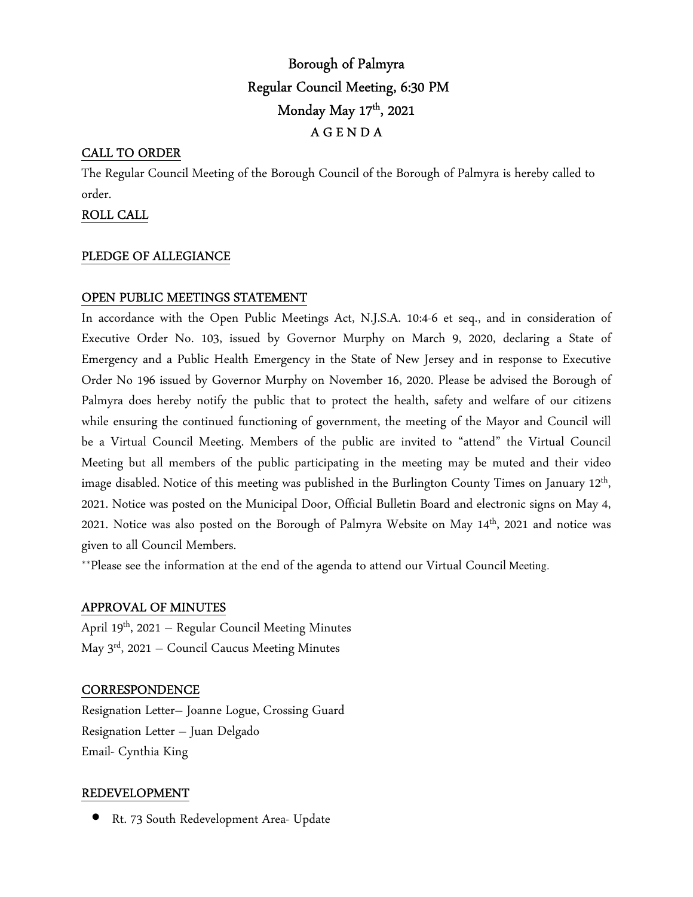# Borough of Palmyra
## Regular Council Meeting, 6:30 PM
## Monday May 17th, 2021
## A G E N D A

**CALL TO ORDER**

The Regular Council Meeting of the Borough Council of the Borough of Palmyra is hereby called to order.

**ROLL CALL**

**PLEDGE OF ALLEGIANCE**

**OPEN PUBLIC MEETINGS STATEMENT**

In accordance with the Open Public Meetings Act, N.J.S.A. 10:4-6 et seq., and in consideration of Executive Order No. 103, issued by Governor Murphy on March 9, 2020, declaring a State of Emergency and a Public Health Emergency in the State of New Jersey and in response to Executive Order No 196 issued by Governor Murphy on November 16, 2020. Please be advised the Borough of Palmyra does hereby notify the public that to protect the health, safety and welfare of our citizens while ensuring the continued functioning of government, the meeting of the Mayor and Council will be a Virtual Council Meeting. Members of the public are invited to "attend" the Virtual Council Meeting but all members of the public participating in the meeting may be muted and their video image disabled. Notice of this meeting was published in the Burlington County Times on January 12th, 2021. Notice was posted on the Municipal Door, Official Bulletin Board and electronic signs on May 4, 2021. Notice was also posted on the Borough of Palmyra Website on May 14th, 2021 and notice was given to all Council Members.

**Please see the information at the end of the agenda to attend our Virtual Council Meeting.

**APPROVAL OF MINUTES**

April 19th, 2021 – Regular Council Meeting Minutes
May 3rd, 2021 – Council Caucus Meeting Minutes

**CORRESPONDENCE**

Resignation Letter– Joanne Logue, Crossing Guard
Resignation Letter – Juan Delgado
Email- Cynthia King

**REDEVELOPMENT**

- Rt. 73 South Redevelopment Area- Update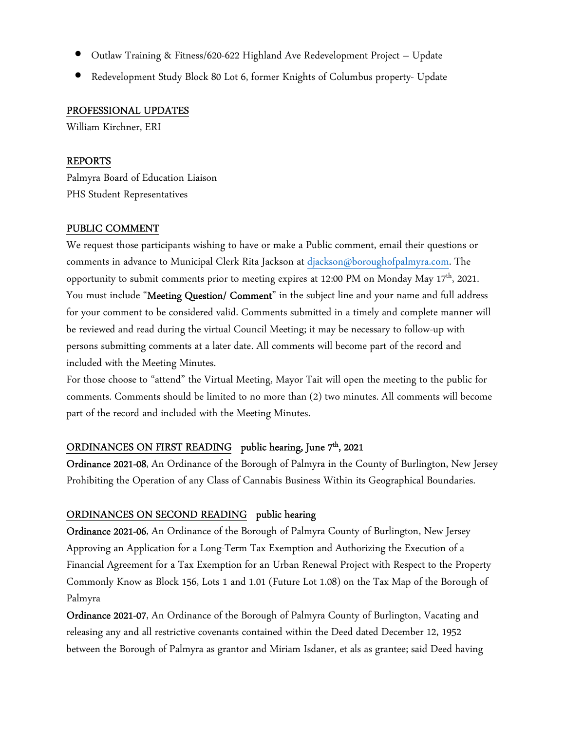- Outlaw Training & Fitness/620-622 Highland Ave Redevelopment Project – Update
- Redevelopment Study Block 80 Lot 6, former Knights of Columbus property- Update

## PROFESSIONAL UPDATES

William Kirchner, ERI

## REPORTS

Palmyra Board of Education Liaison
PHS Student Representatives

## PUBLIC COMMENT

We request those participants wishing to have or make a Public comment, email their questions or comments in advance to Municipal Clerk Rita Jackson at djackson@boroughofpalmyra.com. The opportunity to submit comments prior to meeting expires at 12:00 PM on Monday May 17th, 2021. You must include "**Meeting Question/ Comment**" in the subject line and your name and full address for your comment to be considered valid. Comments submitted in a timely and complete manner will be reviewed and read during the virtual Council Meeting; it may be necessary to follow-up with persons submitting comments at a later date. All comments will become part of the record and included with the Meeting Minutes.
For those choose to "attend" the Virtual Meeting, Mayor Tait will open the meeting to the public for comments. Comments should be limited to no more than (2) two minutes. All comments will become part of the record and included with the Meeting Minutes.

## ORDINANCES ON FIRST READING **public hearing, June 7th, 2021**

**Ordinance 2021-08**, An Ordinance of the Borough of Palmyra in the County of Burlington, New Jersey Prohibiting the Operation of any Class of Cannabis Business Within its Geographical Boundaries.

## ORDINANCES ON SECOND READING **public hearing**

**Ordinance 2021-06**, An Ordinance of the Borough of Palmyra County of Burlington, New Jersey Approving an Application for a Long-Term Tax Exemption and Authorizing the Execution of a Financial Agreement for a Tax Exemption for an Urban Renewal Project with Respect to the Property Commonly Know as Block 156, Lots 1 and 1.01 (Future Lot 1.08) on the Tax Map of the Borough of Palmyra

**Ordinance 2021-07**, An Ordinance of the Borough of Palmyra County of Burlington, Vacating and releasing any and all restrictive covenants contained within the Deed dated December 12, 1952 between the Borough of Palmyra as grantor and Miriam Isdaner, et als as grantee; said Deed having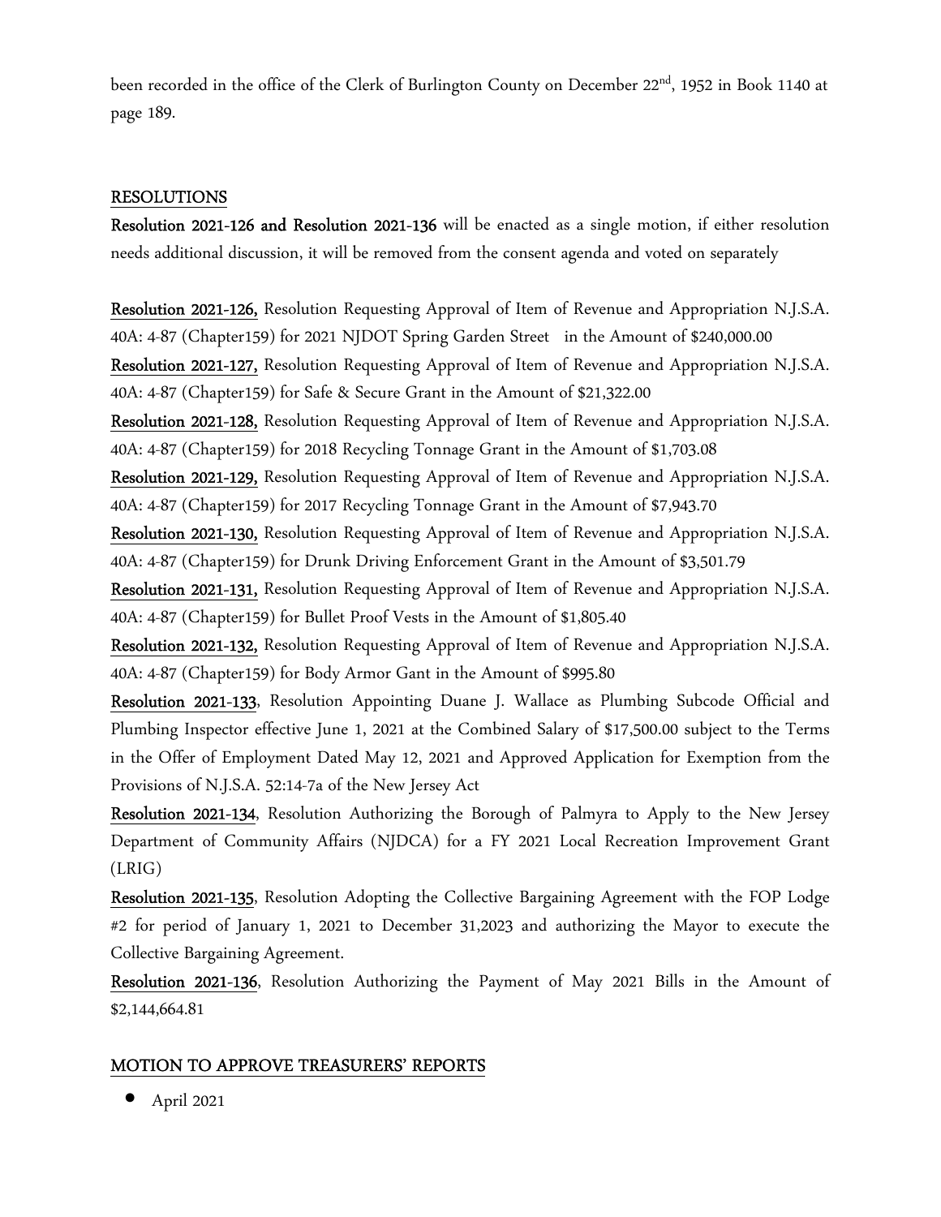been recorded in the office of the Clerk of Burlington County on December 22nd, 1952 in Book 1140 at page 189.

## RESOLUTIONS

**Resolution 2021-126 and Resolution 2021-136** will be enacted as a single motion, if either resolution needs additional discussion, it will be removed from the consent agenda and voted on separately

**Resolution 2021-126,** Resolution Requesting Approval of Item of Revenue and Appropriation N.J.S.A. 40A: 4-87 (Chapter159) for 2021 NJDOT Spring Garden Street in the Amount of $240,000.00

**Resolution 2021-127,** Resolution Requesting Approval of Item of Revenue and Appropriation N.J.S.A. 40A: 4-87 (Chapter159) for Safe & Secure Grant in the Amount of $21,322.00

**Resolution 2021-128,** Resolution Requesting Approval of Item of Revenue and Appropriation N.J.S.A. 40A: 4-87 (Chapter159) for 2018 Recycling Tonnage Grant in the Amount of $1,703.08

**Resolution 2021-129,** Resolution Requesting Approval of Item of Revenue and Appropriation N.J.S.A. 40A: 4-87 (Chapter159) for 2017 Recycling Tonnage Grant in the Amount of $7,943.70

**Resolution 2021-130,** Resolution Requesting Approval of Item of Revenue and Appropriation N.J.S.A. 40A: 4-87 (Chapter159) for Drunk Driving Enforcement Grant in the Amount of $3,501.79

**Resolution 2021-131,** Resolution Requesting Approval of Item of Revenue and Appropriation N.J.S.A. 40A: 4-87 (Chapter159) for Bullet Proof Vests in the Amount of $1,805.40

**Resolution 2021-132,** Resolution Requesting Approval of Item of Revenue and Appropriation N.J.S.A. 40A: 4-87 (Chapter159) for Body Armor Gant in the Amount of $995.80

**Resolution 2021-133**, Resolution Appointing Duane J. Wallace as Plumbing Subcode Official and Plumbing Inspector effective June 1, 2021 at the Combined Salary of $17,500.00 subject to the Terms in the Offer of Employment Dated May 12, 2021 and Approved Application for Exemption from the Provisions of N.J.S.A. 52:14-7a of the New Jersey Act

**Resolution 2021-134**, Resolution Authorizing the Borough of Palmyra to Apply to the New Jersey Department of Community Affairs (NJDCA) for a FY 2021 Local Recreation Improvement Grant (LRIG)

**Resolution 2021-135**, Resolution Adopting the Collective Bargaining Agreement with the FOP Lodge #2 for period of January 1, 2021 to December 31,2023 and authorizing the Mayor to execute the Collective Bargaining Agreement.

**Resolution 2021-136**, Resolution Authorizing the Payment of May 2021 Bills in the Amount of $2,144,664.81

## MOTION TO APPROVE TREASURERS' REPORTS

- April 2021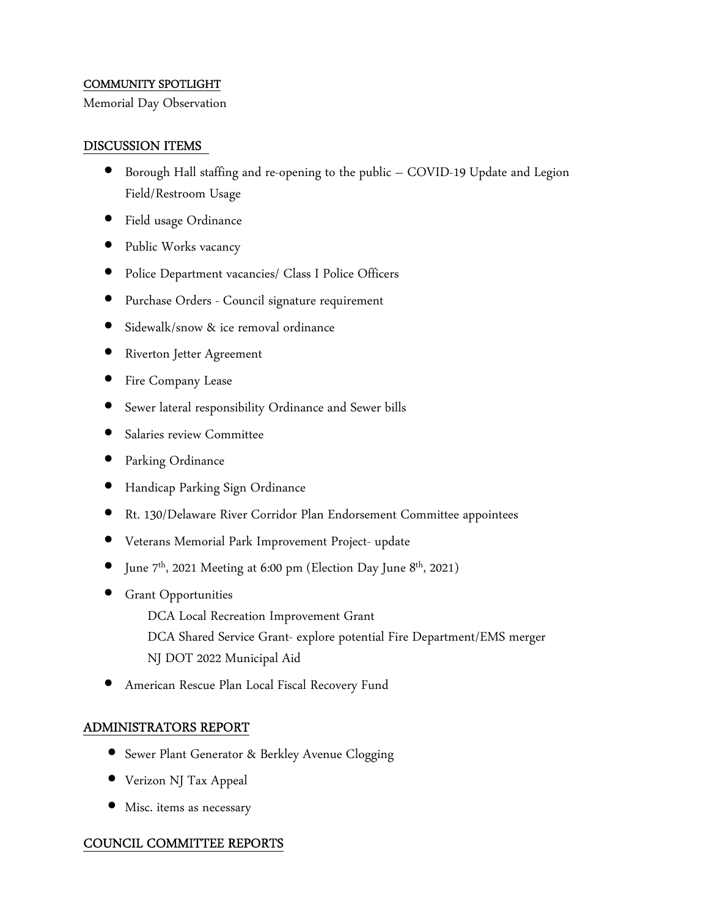## COMMUNITY SPOTLIGHT

Memorial Day Observation

## DISCUSSION ITEMS

- Borough Hall staffing and re-opening to the public – COVID-19 Update and Legion Field/Restroom Usage
- Field usage Ordinance
- Public Works vacancy
- Police Department vacancies/ Class I Police Officers
- Purchase Orders - Council signature requirement
- Sidewalk/snow & ice removal ordinance
- Riverton Jetter Agreement
- Fire Company Lease
- Sewer lateral responsibility Ordinance and Sewer bills
- Salaries review Committee
- Parking Ordinance
- Handicap Parking Sign Ordinance
- Rt. 130/Delaware River Corridor Plan Endorsement Committee appointees
- Veterans Memorial Park Improvement Project- update
- June 7th, 2021 Meeting at 6:00 pm (Election Day June 8th, 2021)
- Grant Opportunities
  - DCA Local Recreation Improvement Grant
  - DCA Shared Service Grant- explore potential Fire Department/EMS merger
  - NJ DOT 2022 Municipal Aid
- American Rescue Plan Local Fiscal Recovery Fund

## ADMINISTRATORS REPORT

- Sewer Plant Generator & Berkley Avenue Clogging
- Verizon NJ Tax Appeal
- Misc. items as necessary

## COUNCIL COMMITTEE REPORTS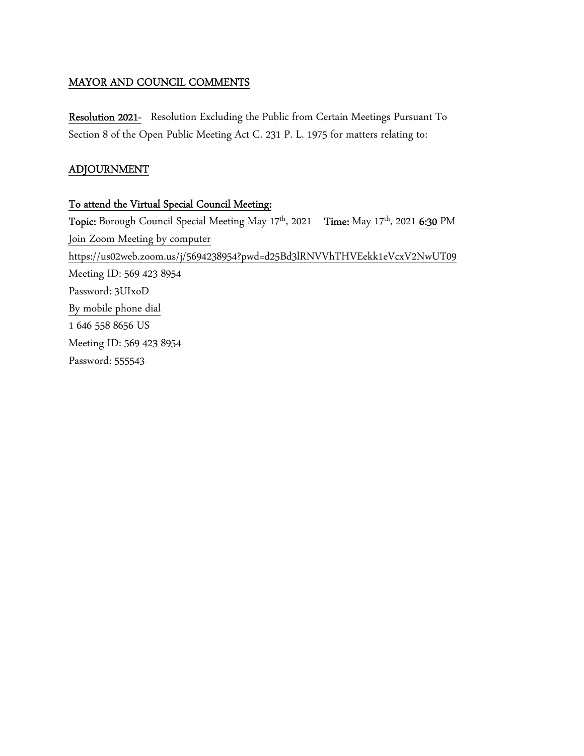## MAYOR AND COUNCIL COMMENTS

**Resolution 2021-** Resolution Excluding the Public from Certain Meetings Pursuant To Section 8 of the Open Public Meeting Act C. 231 P. L. 1975 for matters relating to:

## ADJOURNMENT

**To attend the Virtual Special Council Meeting:**

**Topic:** Borough Council Special Meeting May 17th, 2021 **Time:** May 17th, 2021 **6:30** PM

Join Zoom Meeting by computer

https://us02web.zoom.us/j/5694238954?pwd=d25Bd3lRNVVhTHVEekk1eVcxV2NwUT09

Meeting ID: 569 423 8954

Password: 3UIxoD

By mobile phone dial

1 646 558 8656 US

Meeting ID: 569 423 8954

Password: 555543